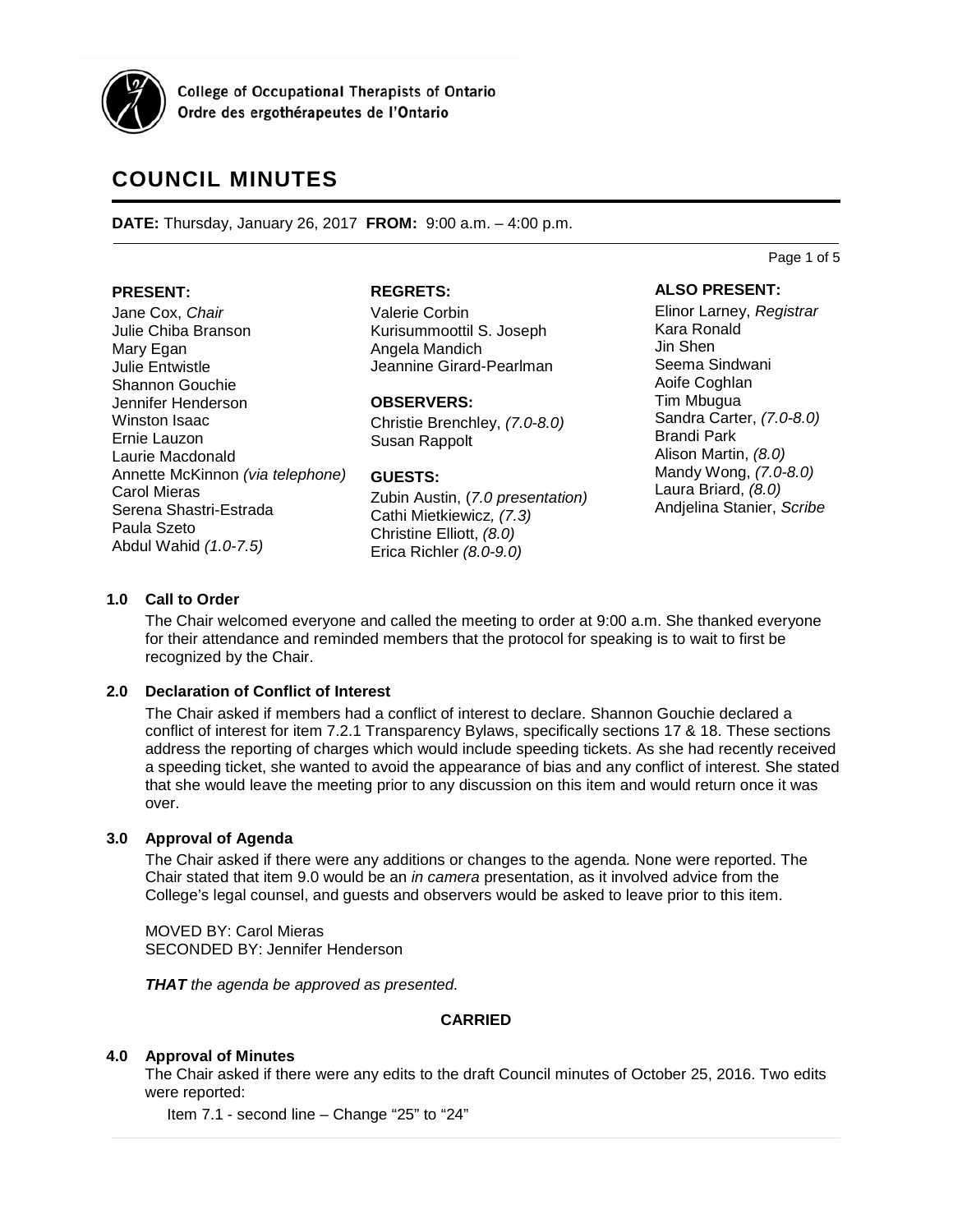College of Occupational Therapists of Ontario
Ordre des ergothérapeutes de l'Ontario

# COUNCIL MINUTES

**DATE:** Thursday, January 26, 2017 **FROM:** 9:00 a.m. – 4:00 p.m.

**PRESENT:**
Jane Cox, *Chair*
Julie Chiba Branson
Mary Egan
Julie Entwistle
Shannon Gouchie
Jennifer Henderson
Winston Isaac
Ernie Lauzon
Laurie Macdonald
Annette McKinnon *(via telephone)*
Carol Mieras
Serena Shastri-Estrada
Paula Szeto
Abdul Wahid *(1.0-7.5)*

**REGRETS:**
Valerie Corbin
Kurisummoottil S. Joseph
Angela Mandich
Jeannine Girard-Pearlman

**OBSERVERS:**
Christie Brenchley, *(7.0-8.0)*
Susan Rappolt

**GUESTS:**
Zubin Austin, (*7.0 presentation)*
Cathi Mietkiewicz*, (7.3)*
Christine Elliott, *(8.0)*
Erica Richler *(8.0-9.0)*

**ALSO PRESENT:**
Elinor Larney, *Registrar*
Kara Ronald
Jin Shen
Seema Sindwani
Aoife Coghlan
Tim Mbugua
Sandra Carter, *(7.0-8.0)*
Brandi Park
Alison Martin, *(8.0)*
Mandy Wong, *(7.0-8.0)*
Laura Briard, *(8.0)*
Andjelina Stanier, *Scribe*

### 1.0 Call to Order

The Chair welcomed everyone and called the meeting to order at 9:00 a.m. She thanked everyone for their attendance and reminded members that the protocol for speaking is to wait to first be recognized by the Chair.

### 2.0 Declaration of Conflict of Interest

The Chair asked if members had a conflict of interest to declare. Shannon Gouchie declared a conflict of interest for item 7.2.1 Transparency Bylaws, specifically sections 17 & 18. These sections address the reporting of charges which would include speeding tickets. As she had recently received a speeding ticket, she wanted to avoid the appearance of bias and any conflict of interest. She stated that she would leave the meeting prior to any discussion on this item and would return once it was over.

### 3.0 Approval of Agenda

The Chair asked if there were any additions or changes to the agenda. None were reported. The Chair stated that item 9.0 would be an *in camera* presentation, as it involved advice from the College's legal counsel, and guests and observers would be asked to leave prior to this item.

MOVED BY: Carol Mieras
SECONDED BY: Jennifer Henderson

***THAT*** *the agenda be approved as presented.*

**CARRIED**

### 4.0 Approval of Minutes

The Chair asked if there were any edits to the draft Council minutes of October 25, 2016. Two edits were reported:

Item 7.1 - second line – Change "25" to "24"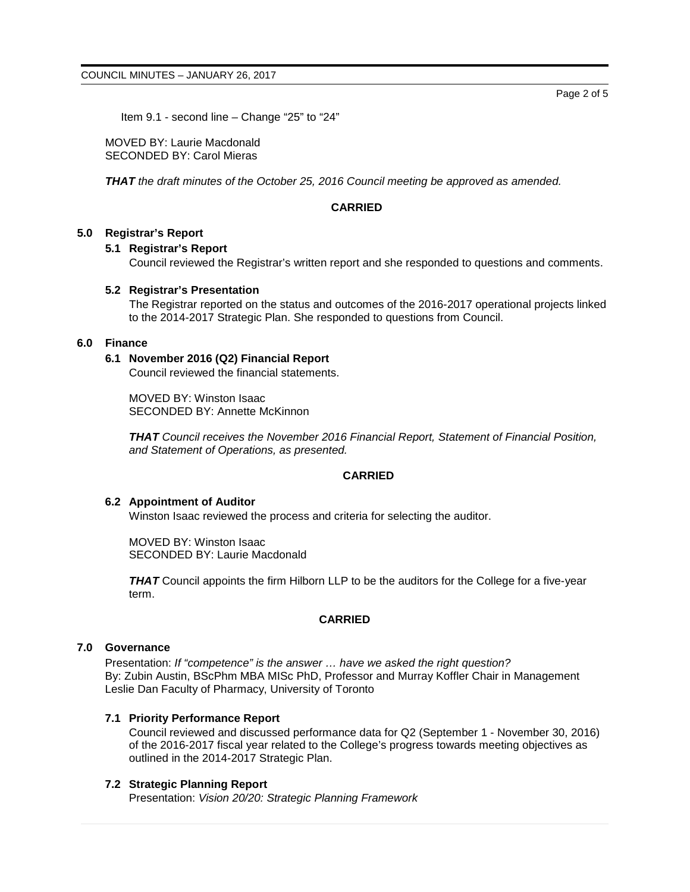Item 9.1 - second line – Change “25” to “24”

MOVED BY: Laurie Macdonald
SECONDED BY: Carol Mieras

***THAT*** *the draft minutes of the October 25, 2016 Council meeting be approved as amended.*

**CARRIED**

## 5.0 Registrar’s Report

### 5.1 Registrar’s Report

Council reviewed the Registrar’s written report and she responded to questions and comments.

### 5.2 Registrar’s Presentation

The Registrar reported on the status and outcomes of the 2016-2017 operational projects linked to the 2014-2017 Strategic Plan. She responded to questions from Council.

## 6.0 Finance

### 6.1 November 2016 (Q2) Financial Report

Council reviewed the financial statements.

MOVED BY: Winston Isaac
SECONDED BY: Annette McKinnon

***THAT*** *Council receives the November 2016 Financial Report, Statement of Financial Position, and Statement of Operations, as presented.*

**CARRIED**

### 6.2 Appointment of Auditor

Winston Isaac reviewed the process and criteria for selecting the auditor.

MOVED BY: Winston Isaac
SECONDED BY: Laurie Macdonald

***THAT*** Council appoints the firm Hilborn LLP to be the auditors for the College for a five-year term.

**CARRIED**

## 7.0 Governance

Presentation: *If “competence” is the answer … have we asked the right question?*
By: Zubin Austin, BScPhm MBA MISc PhD, Professor and Murray Koffler Chair in Management Leslie Dan Faculty of Pharmacy, University of Toronto

### 7.1 Priority Performance Report

Council reviewed and discussed performance data for Q2 (September 1 - November 30, 2016) of the 2016-2017 fiscal year related to the College’s progress towards meeting objectives as outlined in the 2014-2017 Strategic Plan.

### 7.2 Strategic Planning Report

Presentation: *Vision 20/20: Strategic Planning Framework*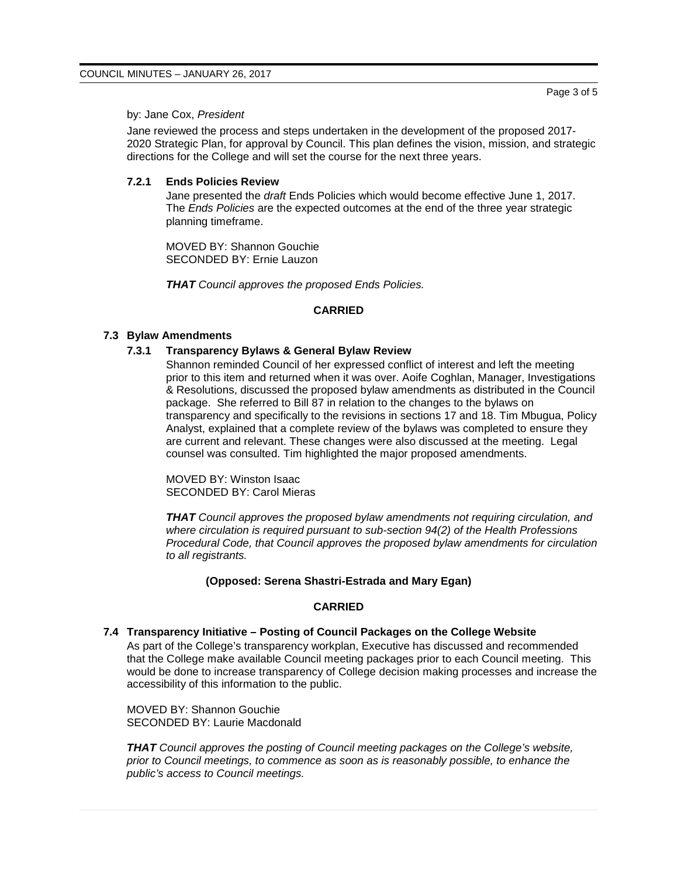by: Jane Cox, *President*

Jane reviewed the process and steps undertaken in the development of the proposed 2017-2020 Strategic Plan, for approval by Council. This plan defines the vision, mission, and strategic directions for the College and will set the course for the next three years.

#### 7.2.1 Ends Policies Review

Jane presented the *draft* Ends Policies which would become effective June 1, 2017. The *Ends Policies* are the expected outcomes at the end of the three year strategic planning timeframe.

MOVED BY: Shannon Gouchie
SECONDED BY: Ernie Lauzon

***THAT*** *Council approves the proposed Ends Policies.*

**CARRIED**

### 7.3 Bylaw Amendments

#### 7.3.1 Transparency Bylaws & General Bylaw Review

Shannon reminded Council of her expressed conflict of interest and left the meeting prior to this item and returned when it was over. Aoife Coghlan, Manager, Investigations & Resolutions, discussed the proposed bylaw amendments as distributed in the Council package. She referred to Bill 87 in relation to the changes to the bylaws on transparency and specifically to the revisions in sections 17 and 18. Tim Mbugua, Policy Analyst, explained that a complete review of the bylaws was completed to ensure they are current and relevant. These changes were also discussed at the meeting. Legal counsel was consulted. Tim highlighted the major proposed amendments.

MOVED BY: Winston Isaac
SECONDED BY: Carol Mieras

***THAT*** *Council approves the proposed bylaw amendments not requiring circulation, and where circulation is required pursuant to sub-section 94(2) of the Health Professions Procedural Code, that Council approves the proposed bylaw amendments for circulation to all registrants.*

**(Opposed: Serena Shastri-Estrada and Mary Egan)**

**CARRIED**

### 7.4 Transparency Initiative – Posting of Council Packages on the College Website

As part of the College's transparency workplan, Executive has discussed and recommended that the College make available Council meeting packages prior to each Council meeting. This would be done to increase transparency of College decision making processes and increase the accessibility of this information to the public.

MOVED BY: Shannon Gouchie
SECONDED BY: Laurie Macdonald

***THAT*** *Council approves the posting of Council meeting packages on the College's website, prior to Council meetings, to commence as soon as is reasonably possible, to enhance the public's access to Council meetings.*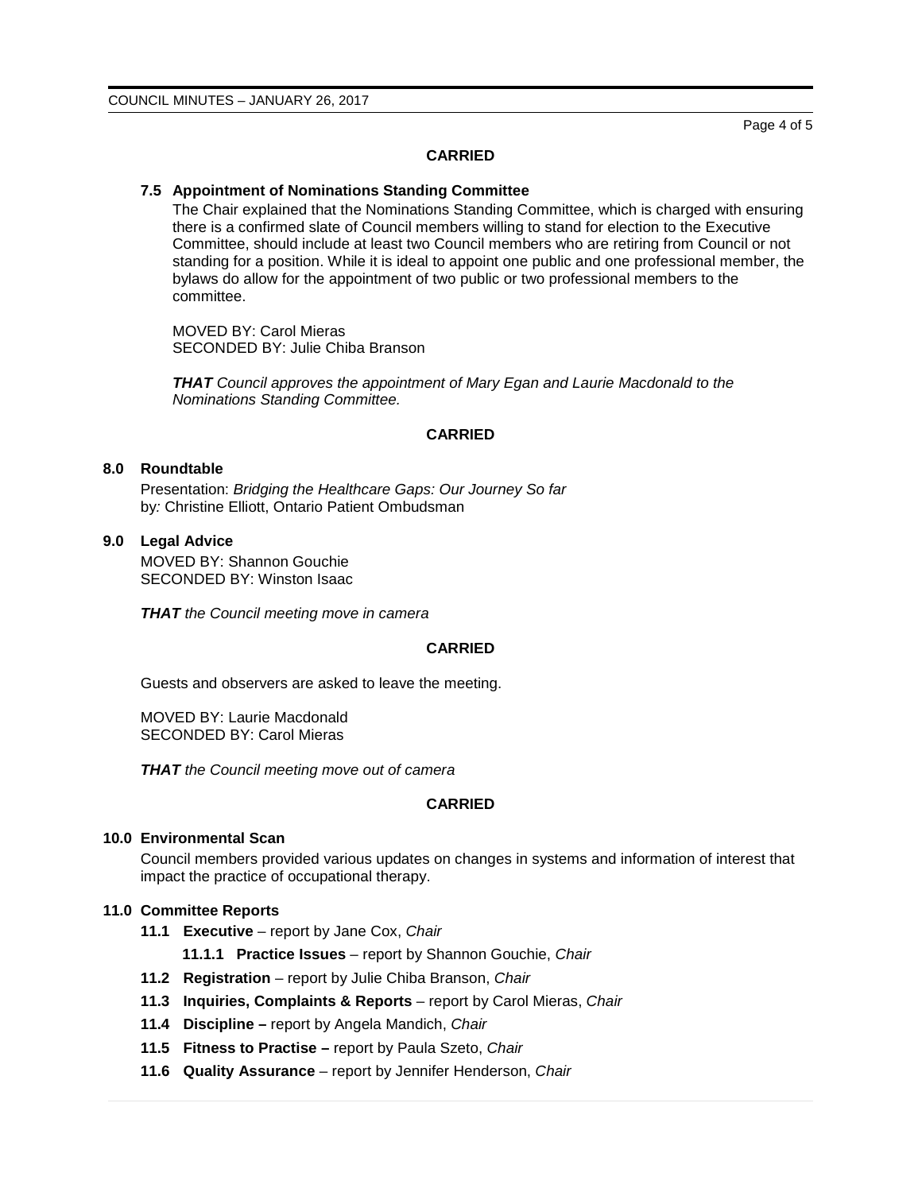**CARRIED**

### 7.5 Appointment of Nominations Standing Committee

The Chair explained that the Nominations Standing Committee, which is charged with ensuring there is a confirmed slate of Council members willing to stand for election to the Executive Committee, should include at least two Council members who are retiring from Council or not standing for a position. While it is ideal to appoint one public and one professional member, the bylaws do allow for the appointment of two public or two professional members to the committee.

MOVED BY: Carol Mieras
SECONDED BY: Julie Chiba Branson

***THAT** Council approves the appointment of Mary Egan and Laurie Macdonald to the Nominations Standing Committee.*

**CARRIED**

## 8.0 Roundtable

Presentation: *Bridging the Healthcare Gaps: Our Journey So far*
by*:* Christine Elliott, Ontario Patient Ombudsman

## 9.0 Legal Advice

MOVED BY: Shannon Gouchie
SECONDED BY: Winston Isaac

***THAT** the Council meeting move in camera*

**CARRIED**

Guests and observers are asked to leave the meeting.

MOVED BY: Laurie Macdonald
SECONDED BY: Carol Mieras

***THAT** the Council meeting move out of camera*

**CARRIED**

## 10.0 Environmental Scan

Council members provided various updates on changes in systems and information of interest that impact the practice of occupational therapy.

## 11.0 Committee Reports

- **11.1 Executive** – report by Jane Cox, *Chair*
  - **11.1.1 Practice Issues** – report by Shannon Gouchie, *Chair*
- **11.2 Registration** – report by Julie Chiba Branson, *Chair*
- **11.3 Inquiries, Complaints & Reports** – report by Carol Mieras, *Chair*
- **11.4 Discipline –** report by Angela Mandich, *Chair*
- **11.5 Fitness to Practise –** report by Paula Szeto, *Chair*
- **11.6 Quality Assurance** – report by Jennifer Henderson, *Chair*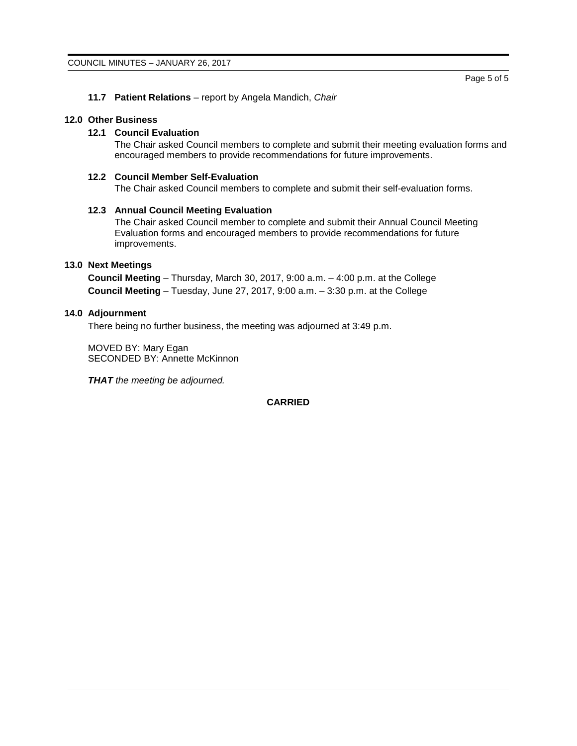### 11.7 Patient Relations – report by Angela Mandich, *Chair*

## 12.0 Other Business

### 12.1 Council Evaluation

The Chair asked Council members to complete and submit their meeting evaluation forms and encouraged members to provide recommendations for future improvements.

### 12.2 Council Member Self-Evaluation

The Chair asked Council members to complete and submit their self-evaluation forms.

### 12.3 Annual Council Meeting Evaluation

The Chair asked Council member to complete and submit their Annual Council Meeting Evaluation forms and encouraged members to provide recommendations for future improvements.

## 13.0 Next Meetings

**Council Meeting** – Thursday, March 30, 2017, 9:00 a.m. – 4:00 p.m. at the College
**Council Meeting** – Tuesday, June 27, 2017, 9:00 a.m. – 3:30 p.m. at the College

## 14.0 Adjournment

There being no further business, the meeting was adjourned at 3:49 p.m.

MOVED BY: Mary Egan
SECONDED BY: Annette McKinnon

***THAT*** *the meeting be adjourned.*

**CARRIED**